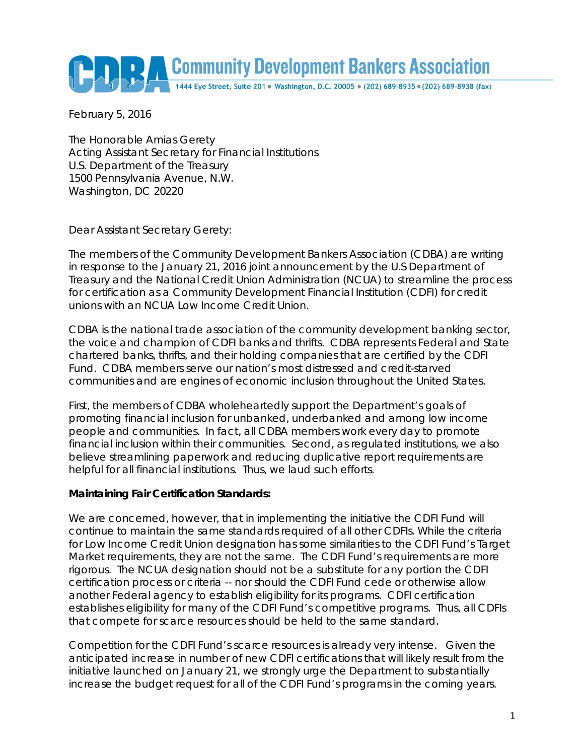# Community Development Bankers Association

1444 Eye Street, Suite 201 • Washington, D.C. 20005 • (202) 689-8935 • (202) 689-8938 (fax)

February 5, 2016

The Honorable Amias Gerety
Acting Assistant Secretary for Financial Institutions
U.S. Department of the Treasury
1500 Pennsylvania Avenue, N.W.
Washington, DC 20220

Dear Assistant Secretary Gerety:

The members of the Community Development Bankers Association (CDBA) are writing in response to the January 21, 2016 joint announcement by the U.S Department of Treasury and the National Credit Union Administration (NCUA) to streamline the process for certification as a Community Development Financial Institution (CDFI) for credit unions with an NCUA Low Income Credit Union.

CDBA is the national trade association of the community development banking sector, the voice and champion of CDFI banks and thrifts. CDBA represents Federal and State chartered banks, thrifts, and their holding companies that are certified by the CDFI Fund. CDBA members serve our nation's most distressed and credit-starved communities and are engines of economic inclusion throughout the United States.

First, the members of CDBA wholeheartedly support the Department's goals of promoting financial inclusion for unbanked, underbanked and among low income people and communities. In fact, all CDBA members work every day to promote financial inclusion within their communities. Second, as regulated institutions, we also believe streamlining paperwork and reducing duplicative report requirements are helpful for all financial institutions. Thus, we laud such efforts.

**Maintaining Fair Certification Standards:**

We are concerned, however, that in implementing the initiative the CDFI Fund will continue to maintain the same standards required of all other CDFIs. While the criteria for Low Income Credit Union designation has some similarities to the CDFI Fund's Target Market requirements, they are not the same. The CDFI Fund's requirements are more rigorous. The NCUA designation should not be a substitute for any portion the CDFI certification process or criteria -- nor should the CDFI Fund cede or otherwise allow another Federal agency to establish eligibility for its programs. CDFI certification establishes eligibility for many of the CDFI Fund's competitive programs. Thus, all CDFIs that compete for scarce resources should be held to the same standard.

Competition for the CDFI Fund's scarce resources is already very intense. Given the anticipated increase in number of new CDFI certifications that will likely result from the initiative launched on January 21, we strongly urge the Department to substantially increase the budget request for all of the CDFI Fund's programs in the coming years.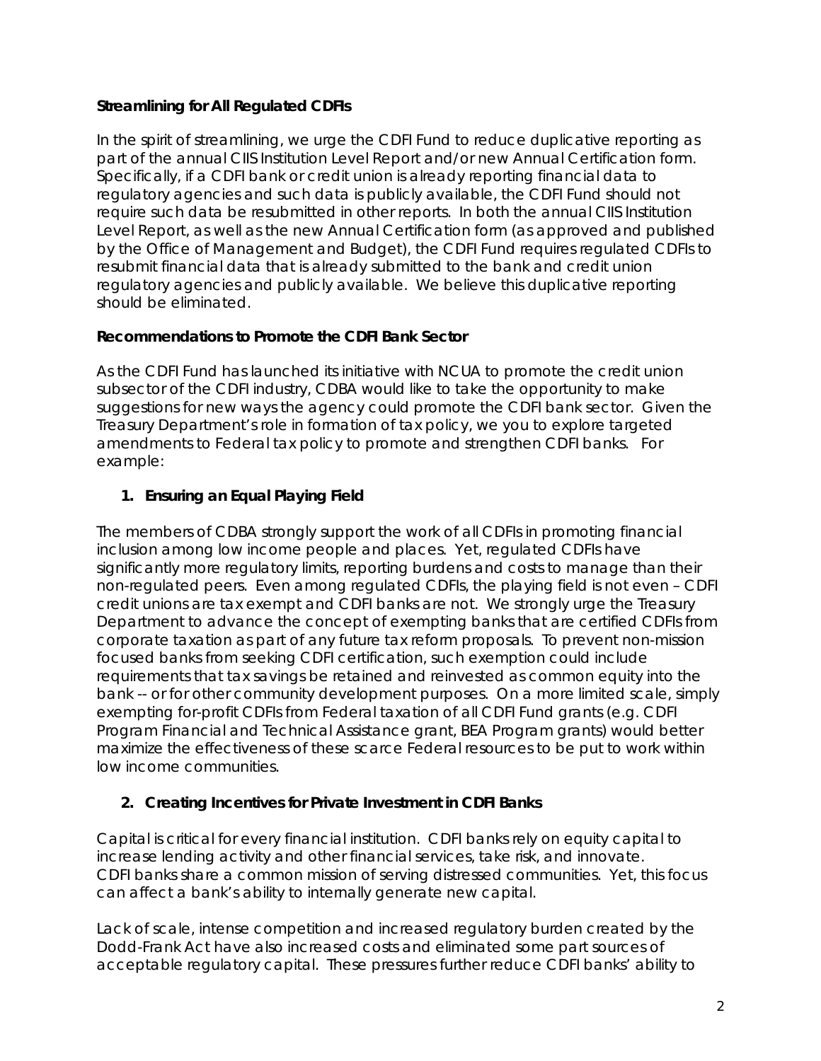**Streamlining for All Regulated CDFIs**

In the spirit of streamlining, we urge the CDFI Fund to reduce duplicative reporting as part of the annual CIIS Institution Level Report and/or new Annual Certification form. Specifically, if a CDFI bank or credit union is already reporting financial data to regulatory agencies and such data is publicly available, the CDFI Fund should not require such data be resubmitted in other reports. In both the annual CIIS Institution Level Report, as well as the new Annual Certification form (as approved and published by the Office of Management and Budget), the CDFI Fund requires regulated CDFIs to resubmit financial data that is already submitted to the bank and credit union regulatory agencies and publicly available. We believe this duplicative reporting should be eliminated.

**Recommendations to Promote the CDFI Bank Sector**

As the CDFI Fund has launched its initiative with NCUA to promote the credit union subsector of the CDFI industry, CDBA would like to take the opportunity to make suggestions for new ways the agency could promote the CDFI bank sector. Given the Treasury Department's role in formation of tax policy, we you to explore targeted amendments to Federal tax policy to promote and strengthen CDFI banks. For example:

1. **Ensuring an Equal Playing Field**

The members of CDBA strongly support the work of all CDFIs in promoting financial inclusion among low income people and places. Yet, regulated CDFIs have significantly more regulatory limits, reporting burdens and costs to manage than their non-regulated peers. Even among regulated CDFIs, the playing field is not even – CDFI credit unions are tax exempt and CDFI banks are not. We strongly urge the Treasury Department to advance the concept of exempting banks that are certified CDFIs from corporate taxation as part of any future tax reform proposals. To prevent non-mission focused banks from seeking CDFI certification, such exemption could include requirements that tax savings be retained and reinvested as common equity into the bank -- or for other community development purposes. On a more limited scale, simply exempting for-profit CDFIs from Federal taxation of all CDFI Fund grants (e.g. CDFI Program Financial and Technical Assistance grant, BEA Program grants) would better maximize the effectiveness of these scarce Federal resources to be put to work within low income communities.

2. **Creating Incentives for Private Investment in CDFI Banks**

Capital is critical for every financial institution. CDFI banks rely on equity capital to increase lending activity and other financial services, take risk, and innovate. CDFI banks share a common mission of serving distressed communities. Yet, this focus can affect a bank's ability to internally generate new capital.

Lack of scale, intense competition and increased regulatory burden created by the Dodd-Frank Act have also increased costs and eliminated some part sources of acceptable regulatory capital. These pressures further reduce CDFI banks' ability to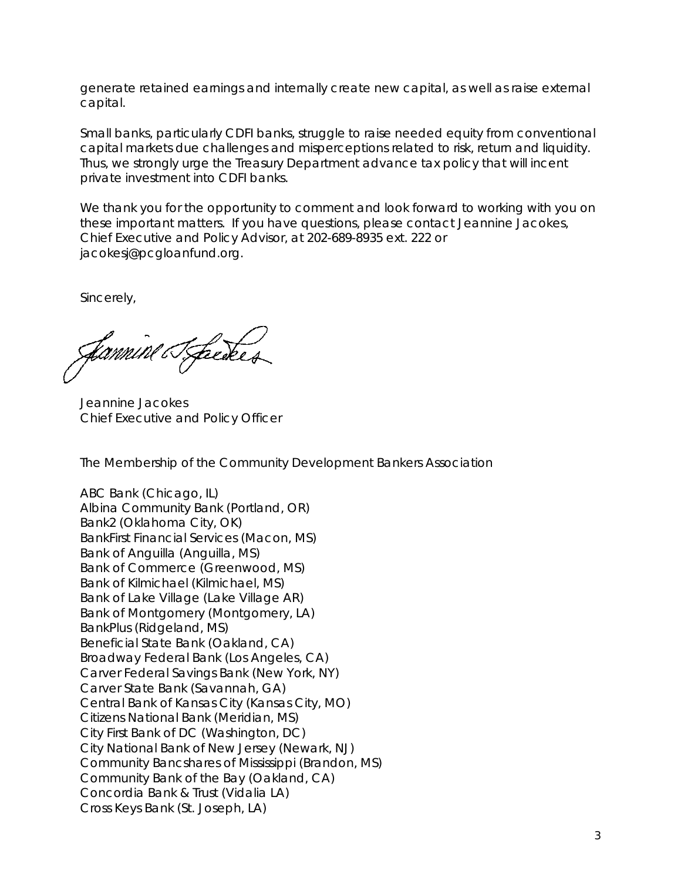generate retained earnings and internally create new capital, as well as raise external capital.

Small banks, particularly CDFI banks, struggle to raise needed equity from conventional capital markets due challenges and misperceptions related to risk, return and liquidity. Thus, we strongly urge the Treasury Department advance tax policy that will incent private investment into CDFI banks.

We thank you for the opportunity to comment and look forward to working with you on these important matters. If you have questions, please contact Jeannine Jacokes, Chief Executive and Policy Advisor, at 202-689-8935 ext. 222 or jacokesj@pcgloanfund.org.

Sincerely,

Jeannine Jacokes
Chief Executive and Policy Officer

The Membership of the Community Development Bankers Association

ABC Bank (Chicago, IL)
Albina Community Bank (Portland, OR)
Bank2 (Oklahoma City, OK)
BankFirst Financial Services (Macon, MS)
Bank of Anguilla (Anguilla, MS)
Bank of Commerce (Greenwood, MS)
Bank of Kilmichael (Kilmichael, MS)
Bank of Lake Village (Lake Village AR)
Bank of Montgomery (Montgomery, LA)
BankPlus (Ridgeland, MS)
Beneficial State Bank (Oakland, CA)
Broadway Federal Bank (Los Angeles, CA)
Carver Federal Savings Bank (New York, NY)
Carver State Bank (Savannah, GA)
Central Bank of Kansas City (Kansas City, MO)
Citizens National Bank (Meridian, MS)
City First Bank of DC (Washington, DC)
City National Bank of New Jersey (Newark, NJ)
Community Bancshares of Mississippi (Brandon, MS)
Community Bank of the Bay (Oakland, CA)
Concordia Bank & Trust (Vidalia LA)
Cross Keys Bank (St. Joseph, LA)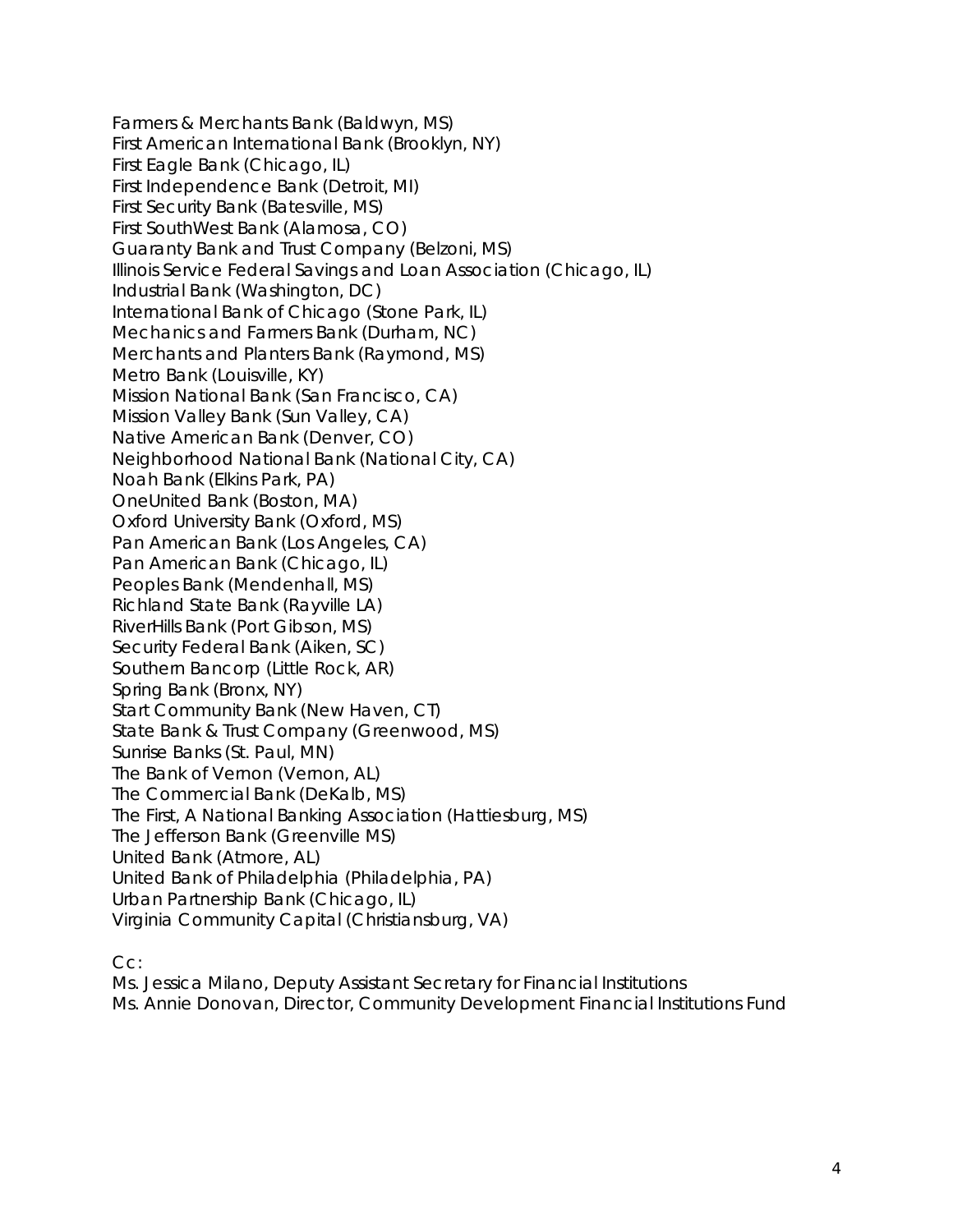Farmers & Merchants Bank (Baldwyn, MS)
First American International Bank (Brooklyn, NY)
First Eagle Bank (Chicago, IL)
First Independence Bank (Detroit, MI)
First Security Bank (Batesville, MS)
First SouthWest Bank (Alamosa, CO)
Guaranty Bank and Trust Company (Belzoni, MS)
Illinois Service Federal Savings and Loan Association (Chicago, IL)
Industrial Bank (Washington, DC)
International Bank of Chicago (Stone Park, IL)
Mechanics and Farmers Bank (Durham, NC)
Merchants and Planters Bank (Raymond, MS)
Metro Bank (Louisville, KY)
Mission National Bank (San Francisco, CA)
Mission Valley Bank (Sun Valley, CA)
Native American Bank (Denver, CO)
Neighborhood National Bank (National City, CA)
Noah Bank (Elkins Park, PA)
OneUnited Bank (Boston, MA)
Oxford University Bank (Oxford, MS)
Pan American Bank (Los Angeles, CA)
Pan American Bank (Chicago, IL)
Peoples Bank (Mendenhall, MS)
Richland State Bank (Rayville LA)
RiverHills Bank (Port Gibson, MS)
Security Federal Bank (Aiken, SC)
Southern Bancorp (Little Rock, AR)
Spring Bank (Bronx, NY)
Start Community Bank (New Haven, CT)
State Bank & Trust Company (Greenwood, MS)
Sunrise Banks (St. Paul, MN)
The Bank of Vernon (Vernon, AL)
The Commercial Bank (DeKalb, MS)
The First, A National Banking Association (Hattiesburg, MS)
The Jefferson Bank (Greenville MS)
United Bank (Atmore, AL)
United Bank of Philadelphia (Philadelphia, PA)
Urban Partnership Bank (Chicago, IL)
Virginia Community Capital (Christiansburg, VA)

Cc:
Ms. Jessica Milano, Deputy Assistant Secretary for Financial Institutions
Ms. Annie Donovan, Director, Community Development Financial Institutions Fund